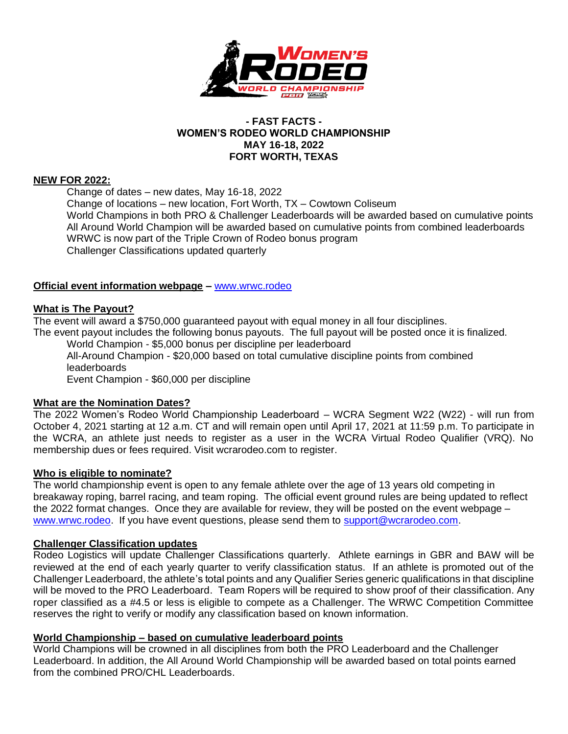**- FAST FACTS -**
**WOMEN'S RODEO WORLD CHAMPIONSHIP**
**MAY 16-18, 2022**
**FORT WORTH, TEXAS**

**NEW FOR 2022:**

Change of dates – new dates, May 16-18, 2022
Change of locations – new location, Fort Worth, TX – Cowtown Coliseum
World Champions in both PRO & Challenger Leaderboards will be awarded based on cumulative points
All Around World Champion will be awarded based on cumulative points from combined leaderboards
WRWC is now part of the Triple Crown of Rodeo bonus program
Challenger Classifications updated quarterly

**Official event information webpage** – www.wrwc.rodeo

**What is The Payout?**

The event will award a $750,000 guaranteed payout with equal money in all four disciplines.
The event payout includes the following bonus payouts. The full payout will be posted once it is finalized.

World Champion - $5,000 bonus per discipline per leaderboard
All-Around Champion - $20,000 based on total cumulative discipline points from combined leaderboards
Event Champion - $60,000 per discipline

**What are the Nomination Dates?**

The 2022 Women's Rodeo World Championship Leaderboard – WCRA Segment W22 (W22) - will run from October 4, 2021 starting at 12 a.m. CT and will remain open until April 17, 2021 at 11:59 p.m. To participate in the WCRA, an athlete just needs to register as a user in the WCRA Virtual Rodeo Qualifier (VRQ). No membership dues or fees required. Visit wcrarodeo.com to register.

**Who is eligible to nominate?**

The world championship event is open to any female athlete over the age of 13 years old competing in breakaway roping, barrel racing, and team roping. The official event ground rules are being updated to reflect the 2022 format changes. Once they are available for review, they will be posted on the event webpage – www.wrwc.rodeo. If you have event questions, please send them to support@wcrarodeo.com.

**Challenger Classification updates**

Rodeo Logistics will update Challenger Classifications quarterly. Athlete earnings in GBR and BAW will be reviewed at the end of each yearly quarter to verify classification status. If an athlete is promoted out of the Challenger Leaderboard, the athlete's total points and any Qualifier Series generic qualifications in that discipline will be moved to the PRO Leaderboard. Team Ropers will be required to show proof of their classification. Any roper classified as a #4.5 or less is eligible to compete as a Challenger. The WRWC Competition Committee reserves the right to verify or modify any classification based on known information.

**World Championship – based on cumulative leaderboard points**

World Champions will be crowned in all disciplines from both the PRO Leaderboard and the Challenger Leaderboard. In addition, the All Around World Championship will be awarded based on total points earned from the combined PRO/CHL Leaderboards.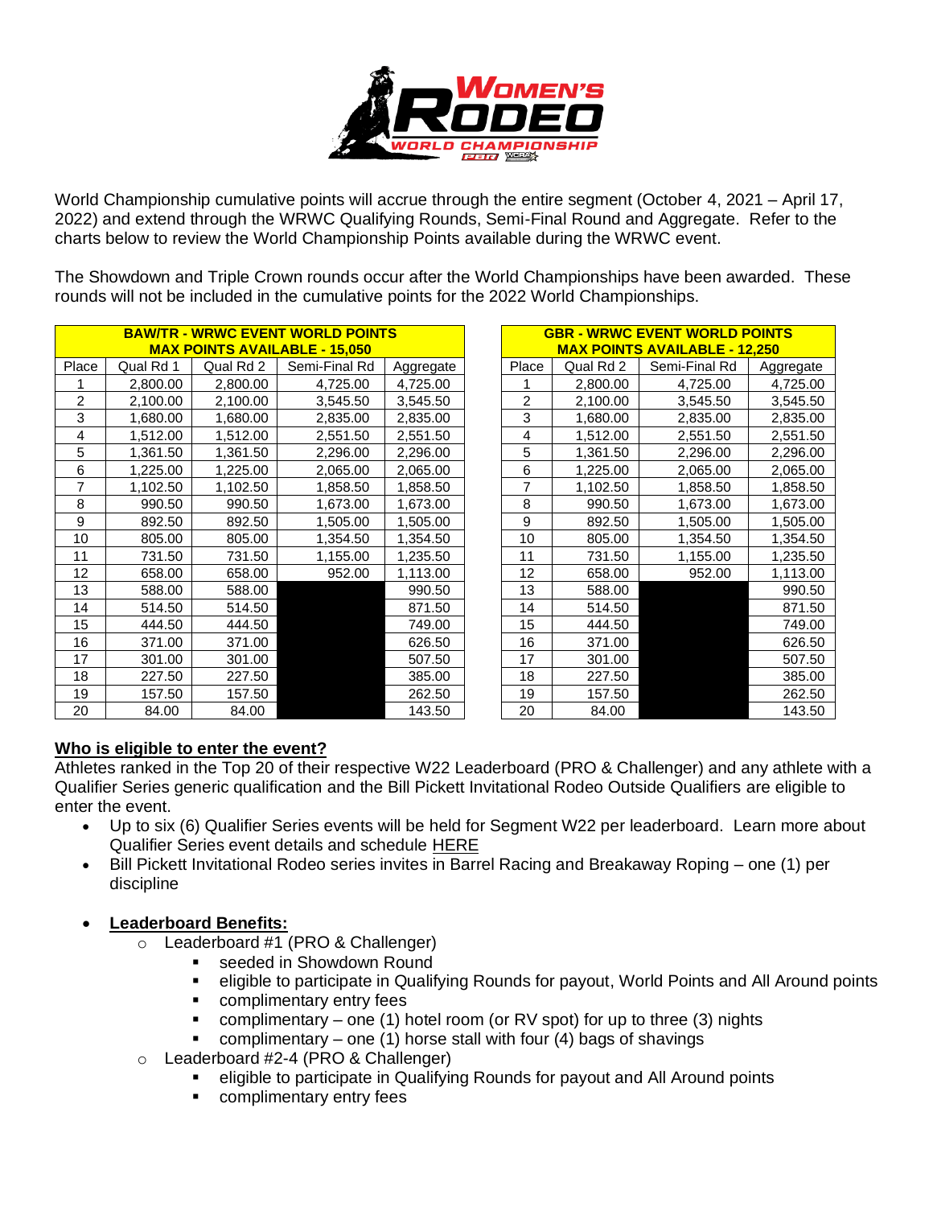World Championship cumulative points will accrue through the entire segment (October 4, 2021 – April 17, 2022) and extend through the WRWC Qualifying Rounds, Semi-Final Round and Aggregate. Refer to the charts below to review the World Championship Points available during the WRWC event.

The Showdown and Triple Crown rounds occur after the World Championships have been awarded. These rounds will not be included in the cumulative points for the 2022 World Championships.

| BAW/TR - WRWC EVENT WORLD POINTS MAX POINTS AVAILABLE - 15,050 | | | | |
|---|---|---|---|---|
| Place | Qual Rd 1 | Qual Rd 2 | Semi-Final Rd | Aggregate |
| 1 | 2,800.00 | 2,800.00 | 4,725.00 | 4,725.00 |
| 2 | 2,100.00 | 2,100.00 | 3,545.50 | 3,545.50 |
| 3 | 1,680.00 | 1,680.00 | 2,835.00 | 2,835.00 |
| 4 | 1,512.00 | 1,512.00 | 2,551.50 | 2,551.50 |
| 5 | 1,361.50 | 1,361.50 | 2,296.00 | 2,296.00 |
| 6 | 1,225.00 | 1,225.00 | 2,065.00 | 2,065.00 |
| 7 | 1,102.50 | 1,102.50 | 1,858.50 | 1,858.50 |
| 8 | 990.50 | 990.50 | 1,673.00 | 1,673.00 |
| 9 | 892.50 | 892.50 | 1,505.00 | 1,505.00 |
| 10 | 805.00 | 805.00 | 1,354.50 | 1,354.50 |
| 11 | 731.50 | 731.50 | 1,155.00 | 1,235.50 |
| 12 | 658.00 | 658.00 | 952.00 | 1,113.00 |
| 13 | 588.00 | 588.00 | | 990.50 |
| 14 | 514.50 | 514.50 | | 871.50 |
| 15 | 444.50 | 444.50 | | 749.00 |
| 16 | 371.00 | 371.00 | | 626.50 |
| 17 | 301.00 | 301.00 | | 507.50 |
| 18 | 227.50 | 227.50 | | 385.00 |
| 19 | 157.50 | 157.50 | | 262.50 |
| 20 | 84.00 | 84.00 | | 143.50 |

| GBR - WRWC EVENT WORLD POINTS MAX POINTS AVAILABLE - 12,250 | | | |
|---|---|---|---|
| Place | Qual Rd 2 | Semi-Final Rd | Aggregate |
| 1 | 2,800.00 | 4,725.00 | 4,725.00 |
| 2 | 2,100.00 | 3,545.50 | 3,545.50 |
| 3 | 1,680.00 | 2,835.00 | 2,835.00 |
| 4 | 1,512.00 | 2,551.50 | 2,551.50 |
| 5 | 1,361.50 | 2,296.00 | 2,296.00 |
| 6 | 1,225.00 | 2,065.00 | 2,065.00 |
| 7 | 1,102.50 | 1,858.50 | 1,858.50 |
| 8 | 990.50 | 1,673.00 | 1,673.00 |
| 9 | 892.50 | 1,505.00 | 1,505.00 |
| 10 | 805.00 | 1,354.50 | 1,354.50 |
| 11 | 731.50 | 1,155.00 | 1,235.50 |
| 12 | 658.00 | 952.00 | 1,113.00 |
| 13 | 588.00 | | 990.50 |
| 14 | 514.50 | | 871.50 |
| 15 | 444.50 | | 749.00 |
| 16 | 371.00 | | 626.50 |
| 17 | 301.00 | | 507.50 |
| 18 | 227.50 | | 385.00 |
| 19 | 157.50 | | 262.50 |
| 20 | 84.00 | | 143.50 |

**Who is eligible to enter the event?**

Athletes ranked in the Top 20 of their respective W22 Leaderboard (PRO & Challenger) and any athlete with a Qualifier Series generic qualification and the Bill Pickett Invitational Rodeo Outside Qualifiers are eligible to enter the event.

- Up to six (6) Qualifier Series events will be held for Segment W22 per leaderboard. Learn more about Qualifier Series event details and schedule HERE
- Bill Pickett Invitational Rodeo series invites in Barrel Racing and Breakaway Roping – one (1) per discipline

- **Leaderboard Benefits:**
  - Leaderboard #1 (PRO & Challenger)
    - seeded in Showdown Round
    - eligible to participate in Qualifying Rounds for payout, World Points and All Around points
    - complimentary entry fees
    - complimentary – one (1) hotel room (or RV spot) for up to three (3) nights
    - complimentary – one (1) horse stall with four (4) bags of shavings
  - Leaderboard #2-4 (PRO & Challenger)
    - eligible to participate in Qualifying Rounds for payout and All Around points
    - complimentary entry fees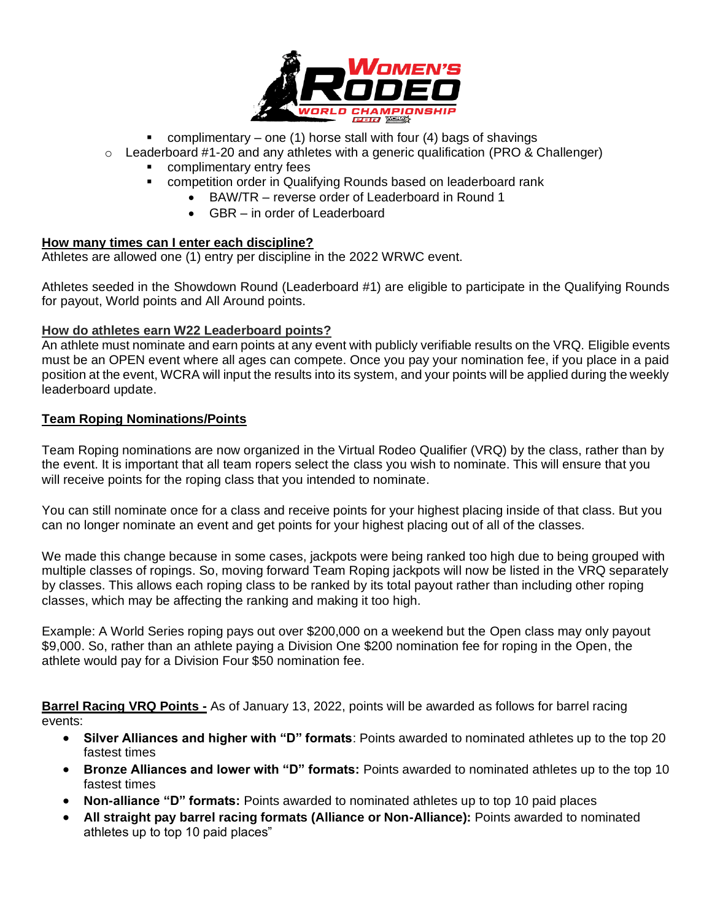- complimentary – one (1) horse stall with four (4) bags of shavings
- Leaderboard #1-20 and any athletes with a generic qualification (PRO & Challenger)
    - complimentary entry fees
    - competition order in Qualifying Rounds based on leaderboard rank
        - BAW/TR – reverse order of Leaderboard in Round 1
        - GBR – in order of Leaderboard

**<u>How many times can I enter each discipline?</u>**
Athletes are allowed one (1) entry per discipline in the 2022 WRWC event.

Athletes seeded in the Showdown Round (Leaderboard #1) are eligible to participate in the Qualifying Rounds for payout, World points and All Around points.

**<u>How do athletes earn W22 Leaderboard points?</u>**
An athlete must nominate and earn points at any event with publicly verifiable results on the VRQ. Eligible events must be an OPEN event where all ages can compete. Once you pay your nomination fee, if you place in a paid position at the event, WCRA will input the results into its system, and your points will be applied during the weekly leaderboard update.

**<u>Team Roping Nominations/Points</u>**

Team Roping nominations are now organized in the Virtual Rodeo Qualifier (VRQ) by the class, rather than by the event. It is important that all team ropers select the class you wish to nominate. This will ensure that you will receive points for the roping class that you intended to nominate.

You can still nominate once for a class and receive points for your highest placing inside of that class. But you can no longer nominate an event and get points for your highest placing out of all of the classes.

We made this change because in some cases, jackpots were being ranked too high due to being grouped with multiple classes of ropings. So, moving forward Team Roping jackpots will now be listed in the VRQ separately by classes. This allows each roping class to be ranked by its total payout rather than including other roping classes, which may be affecting the ranking and making it too high.

Example: A World Series roping pays out over $200,000 on a weekend but the Open class may only payout $9,000. So, rather than an athlete paying a Division One $200 nomination fee for roping in the Open, the athlete would pay for a Division Four $50 nomination fee.

**<u>Barrel Racing VRQ Points -</u>** As of January 13, 2022, points will be awarded as follows for barrel racing events:

- **Silver Alliances and higher with "D" formats**: Points awarded to nominated athletes up to the top 20 fastest times
- **Bronze Alliances and lower with "D" formats:** Points awarded to nominated athletes up to the top 10 fastest times
- **Non-alliance "D" formats:** Points awarded to nominated athletes up to top 10 paid places
- **All straight pay barrel racing formats (Alliance or Non-Alliance):** Points awarded to nominated athletes up to top 10 paid places"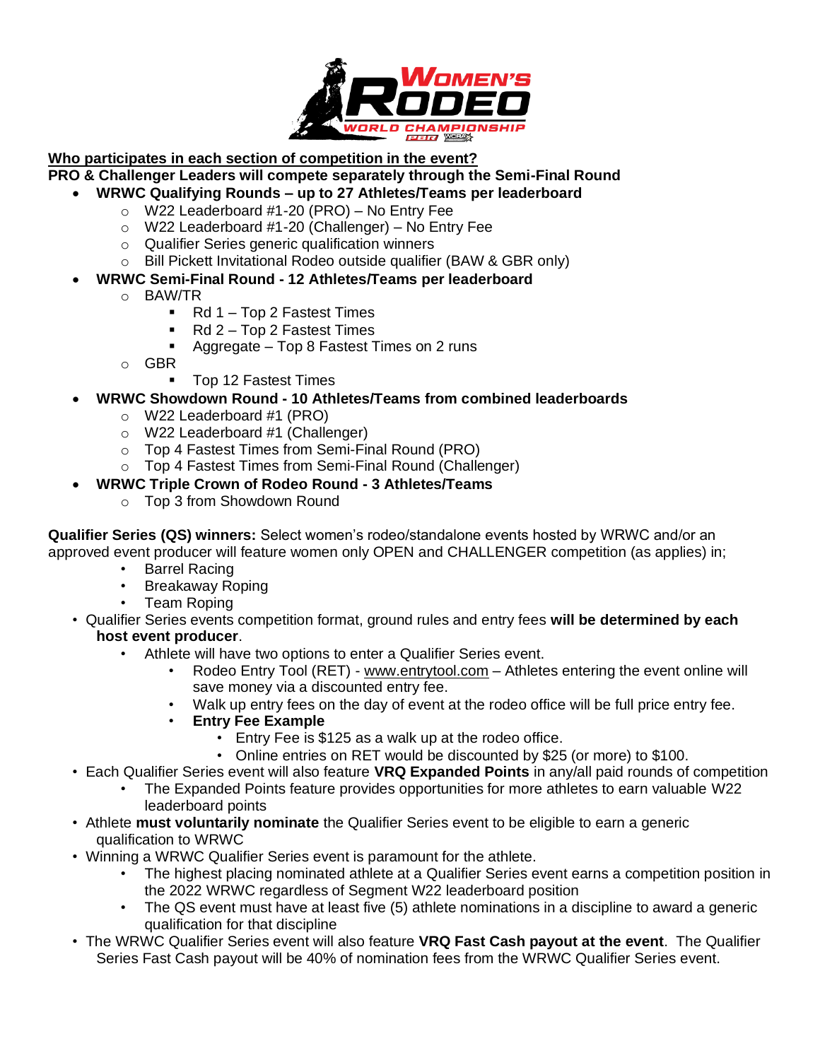**<u>Who participates in each section of competition in the event?</u>**

**PRO & Challenger Leaders will compete separately through the Semi-Final Round**

- **WRWC Qualifying Rounds – up to 27 Athletes/Teams per leaderboard**
  - W22 Leaderboard #1-20 (PRO) – No Entry Fee
  - W22 Leaderboard #1-20 (Challenger) – No Entry Fee
  - Qualifier Series generic qualification winners
  - Bill Pickett Invitational Rodeo outside qualifier (BAW & GBR only)
- **WRWC Semi-Final Round - 12 Athletes/Teams per leaderboard**
  - BAW/TR
    - Rd 1 – Top 2 Fastest Times
    - Rd 2 – Top 2 Fastest Times
    - Aggregate – Top 8 Fastest Times on 2 runs
  - GBR
    - Top 12 Fastest Times
- **WRWC Showdown Round - 10 Athletes/Teams from combined leaderboards**
  - W22 Leaderboard #1 (PRO)
  - W22 Leaderboard #1 (Challenger)
  - Top 4 Fastest Times from Semi-Final Round (PRO)
  - Top 4 Fastest Times from Semi-Final Round (Challenger)
- **WRWC Triple Crown of Rodeo Round - 3 Athletes/Teams**
  - Top 3 from Showdown Round

**Qualifier Series (QS) winners:** Select women's rodeo/standalone events hosted by WRWC and/or an approved event producer will feature women only OPEN and CHALLENGER competition (as applies) in;

- Barrel Racing
- Breakaway Roping
- Team Roping

- Qualifier Series events competition format, ground rules and entry fees **will be determined by each host event producer**.
  - Athlete will have two options to enter a Qualifier Series event.
    - Rodeo Entry Tool (RET) - www.entrytool.com – Athletes entering the event online will save money via a discounted entry fee.
    - Walk up entry fees on the day of event at the rodeo office will be full price entry fee.
    - **Entry Fee Example**
      - Entry Fee is $125 as a walk up at the rodeo office.
      - Online entries on RET would be discounted by $25 (or more) to $100.
- Each Qualifier Series event will also feature **VRQ Expanded Points** in any/all paid rounds of competition
  - The Expanded Points feature provides opportunities for more athletes to earn valuable W22 leaderboard points
- Athlete **must voluntarily nominate** the Qualifier Series event to be eligible to earn a generic qualification to WRWC
- Winning a WRWC Qualifier Series event is paramount for the athlete.
  - The highest placing nominated athlete at a Qualifier Series event earns a competition position in the 2022 WRWC regardless of Segment W22 leaderboard position
  - The QS event must have at least five (5) athlete nominations in a discipline to award a generic qualification for that discipline
- The WRWC Qualifier Series event will also feature **VRQ Fast Cash payout at the event**. The Qualifier Series Fast Cash payout will be 40% of nomination fees from the WRWC Qualifier Series event.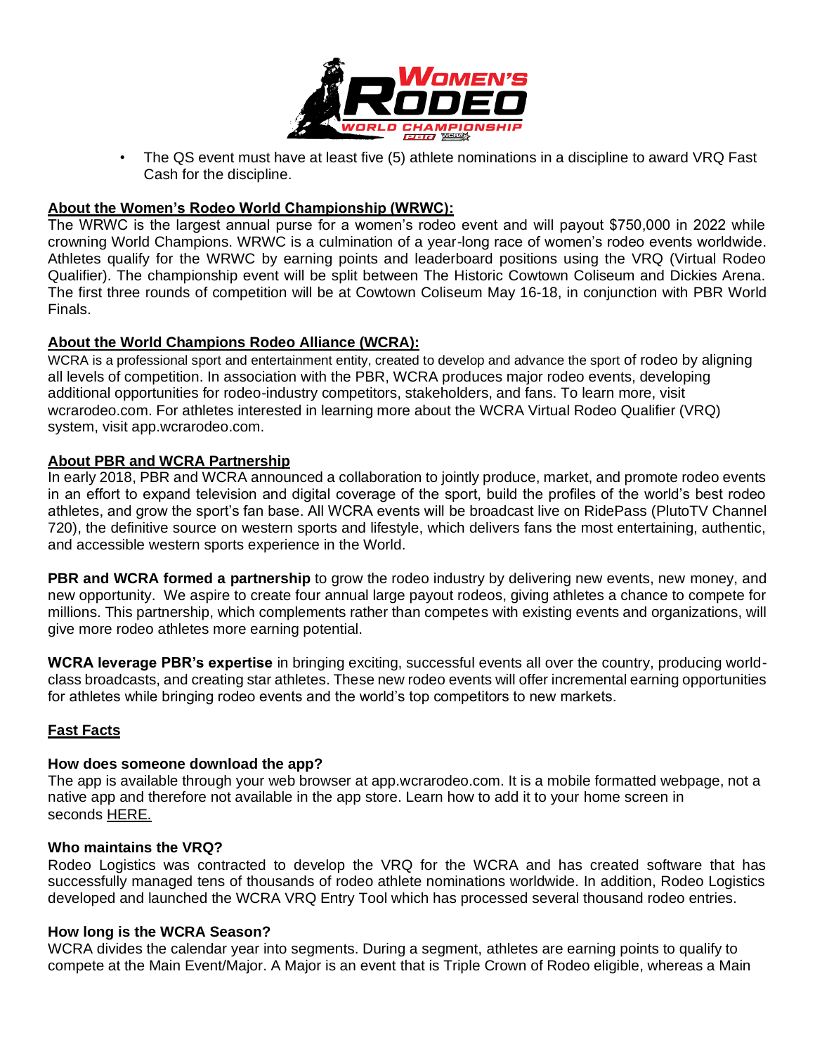- The QS event must have at least five (5) athlete nominations in a discipline to award VRQ Fast Cash for the discipline.

**About the Women's Rodeo World Championship (WRWC):**

The WRWC is the largest annual purse for a women's rodeo event and will payout $750,000 in 2022 while crowning World Champions. WRWC is a culmination of a year-long race of women's rodeo events worldwide. Athletes qualify for the WRWC by earning points and leaderboard positions using the VRQ (Virtual Rodeo Qualifier). The championship event will be split between The Historic Cowtown Coliseum and Dickies Arena. The first three rounds of competition will be at Cowtown Coliseum May 16-18, in conjunction with PBR World Finals.

**About the World Champions Rodeo Alliance (WCRA):**

WCRA is a professional sport and entertainment entity, created to develop and advance the sport of rodeo by aligning all levels of competition. In association with the PBR, WCRA produces major rodeo events, developing additional opportunities for rodeo-industry competitors, stakeholders, and fans. To learn more, visit wcrarodeo.com. For athletes interested in learning more about the WCRA Virtual Rodeo Qualifier (VRQ) system, visit app.wcrarodeo.com.

**About PBR and WCRA Partnership**

In early 2018, PBR and WCRA announced a collaboration to jointly produce, market, and promote rodeo events in an effort to expand television and digital coverage of the sport, build the profiles of the world's best rodeo athletes, and grow the sport's fan base. All WCRA events will be broadcast live on RidePass (PlutoTV Channel 720), the definitive source on western sports and lifestyle, which delivers fans the most entertaining, authentic, and accessible western sports experience in the World.

**PBR and WCRA formed a partnership** to grow the rodeo industry by delivering new events, new money, and new opportunity. We aspire to create four annual large payout rodeos, giving athletes a chance to compete for millions. This partnership, which complements rather than competes with existing events and organizations, will give more rodeo athletes more earning potential.

**WCRA leverage PBR's expertise** in bringing exciting, successful events all over the country, producing world-class broadcasts, and creating star athletes. These new rodeo events will offer incremental earning opportunities for athletes while bringing rodeo events and the world's top competitors to new markets.

**Fast Facts**

**How does someone download the app?**

The app is available through your web browser at app.wcrarodeo.com. It is a mobile formatted webpage, not a native app and therefore not available in the app store. Learn how to add it to your home screen in seconds HERE.

**Who maintains the VRQ?**

Rodeo Logistics was contracted to develop the VRQ for the WCRA and has created software that has successfully managed tens of thousands of rodeo athlete nominations worldwide. In addition, Rodeo Logistics developed and launched the WCRA VRQ Entry Tool which has processed several thousand rodeo entries.

**How long is the WCRA Season?**

WCRA divides the calendar year into segments. During a segment, athletes are earning points to qualify to compete at the Main Event/Major. A Major is an event that is Triple Crown of Rodeo eligible, whereas a Main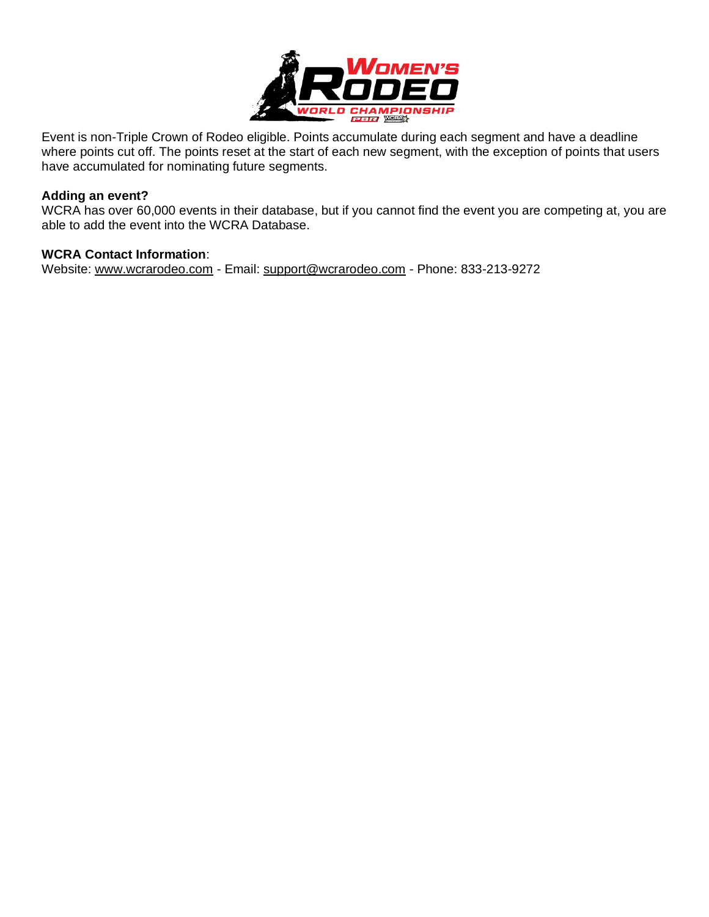Event is non-Triple Crown of Rodeo eligible. Points accumulate during each segment and have a deadline where points cut off. The points reset at the start of each new segment, with the exception of points that users have accumulated for nominating future segments.

**Adding an event?**
WCRA has over 60,000 events in their database, but if you cannot find the event you are competing at, you are able to add the event into the WCRA Database.

**WCRA Contact Information**:
Website: www.wcrarodeo.com - Email: support@wcrarodeo.com - Phone: 833-213-9272